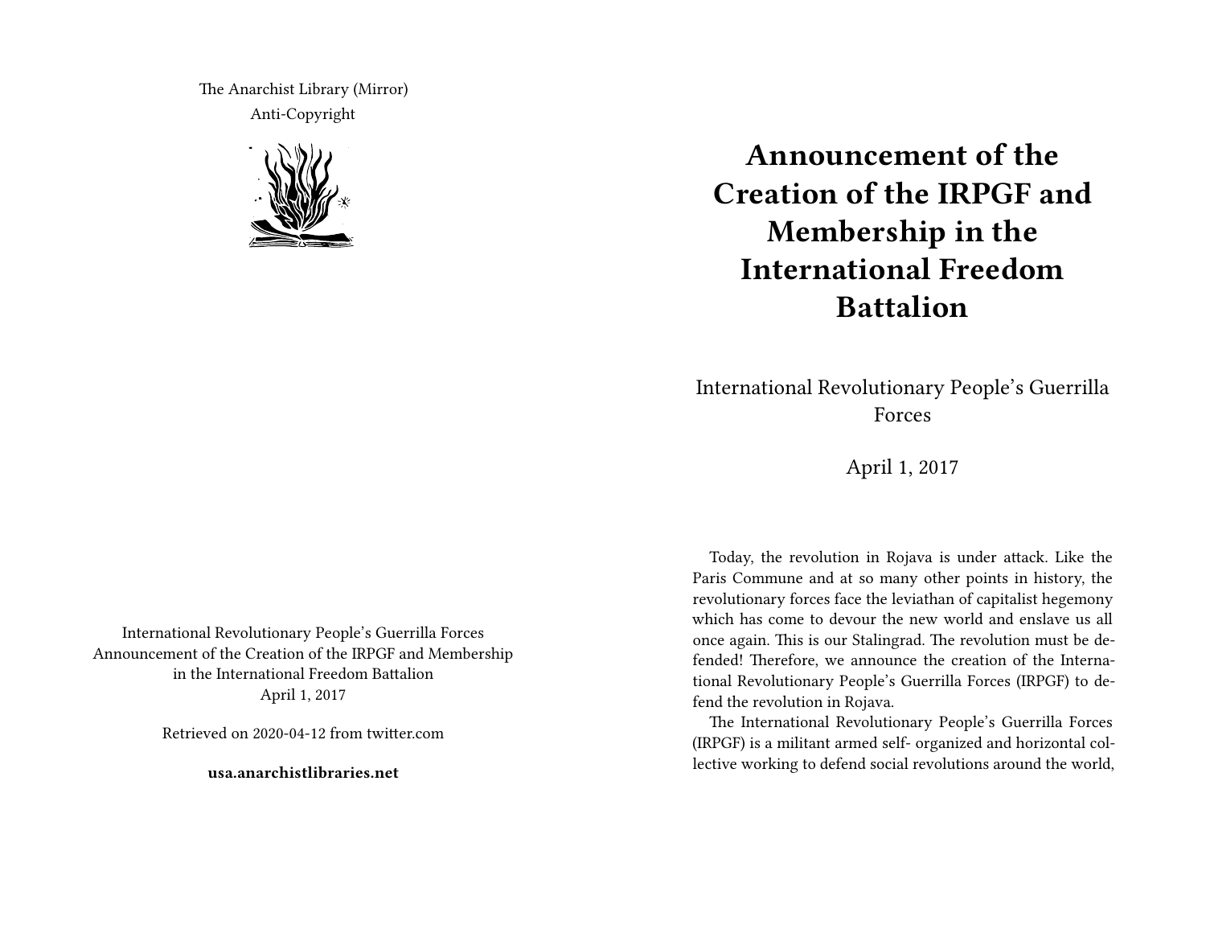The Anarchist Library (Mirror)
Anti-Copyright

International Revolutionary People's Guerrilla Forces
Announcement of the Creation of the IRPGF and Membership in the International Freedom Battalion
April 1, 2017

Retrieved on 2020-04-12 from twitter.com

**usa.anarchistlibraries.net**

# Announcement of the Creation of the IRPGF and Membership in the International Freedom Battalion

International Revolutionary People's Guerrilla Forces

April 1, 2017

Today, the revolution in Rojava is under attack. Like the Paris Commune and at so many other points in history, the revolutionary forces face the leviathan of capitalist hegemony which has come to devour the new world and enslave us all once again. This is our Stalingrad. The revolution must be defended! Therefore, we announce the creation of the International Revolutionary People's Guerrilla Forces (IRPGF) to defend the revolution in Rojava.

The International Revolutionary People's Guerrilla Forces (IRPGF) is a militant armed self- organized and horizontal collective working to defend social revolutions around the world,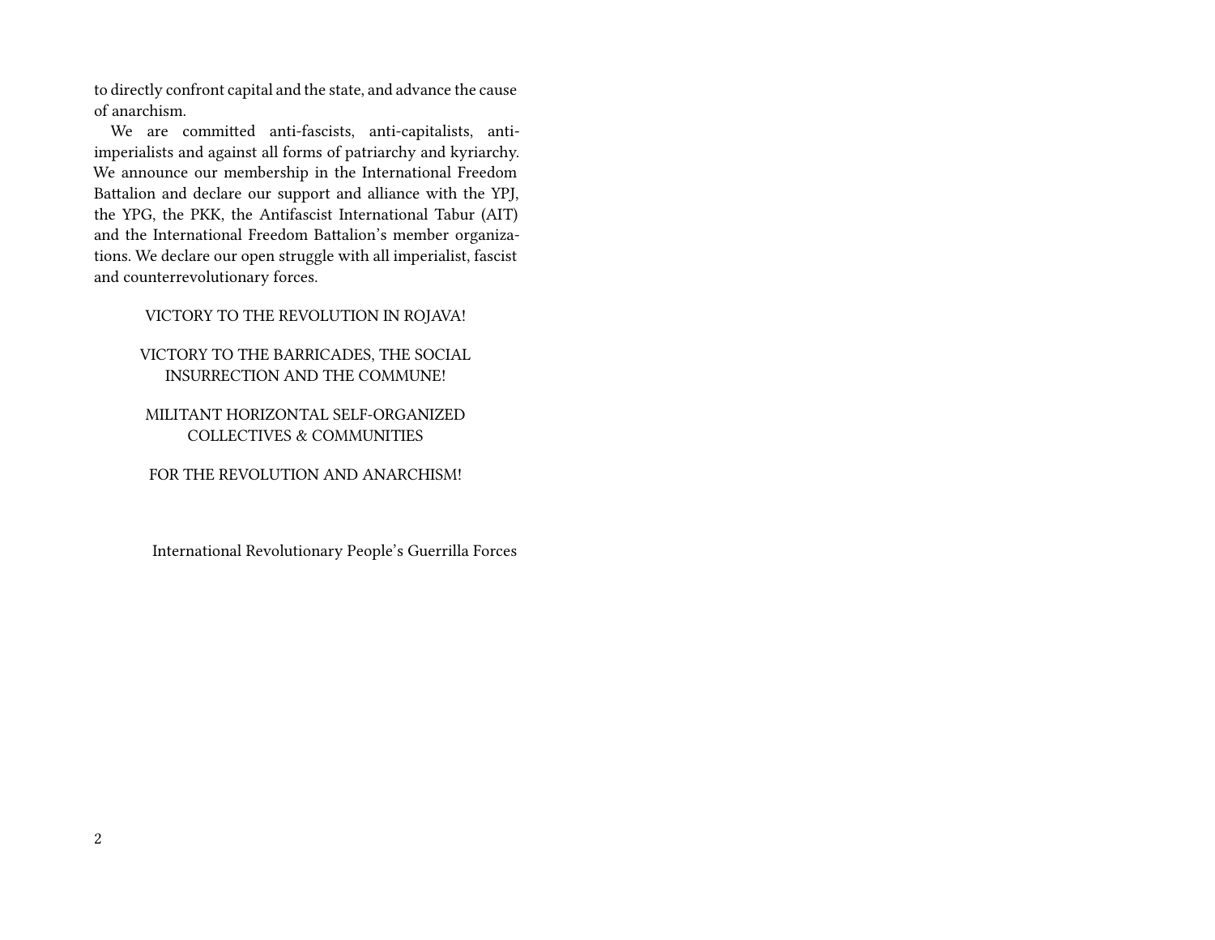to directly confront capital and the state, and advance the cause of anarchism.

We are committed anti-fascists, anti-capitalists, anti-imperialists and against all forms of patriarchy and kyriarchy. We announce our membership in the International Freedom Battalion and declare our support and alliance with the YPJ, the YPG, the PKK, the Antifascist International Tabur (AIT) and the International Freedom Battalion's member organizations. We declare our open struggle with all imperialist, fascist and counterrevolutionary forces.

VICTORY TO THE REVOLUTION IN ROJAVA!

VICTORY TO THE BARRICADES, THE SOCIAL INSURRECTION AND THE COMMUNE!

MILITANT HORIZONTAL SELF-ORGANIZED COLLECTIVES & COMMUNITIES

FOR THE REVOLUTION AND ANARCHISM!

International Revolutionary People's Guerrilla Forces